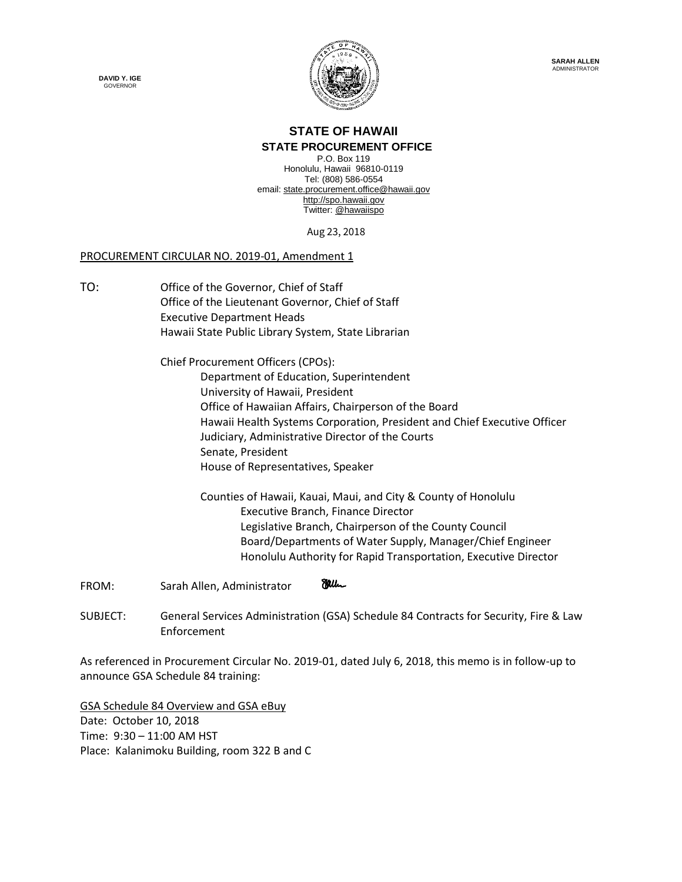DAVID Y. IGE
GOVERNOR

SARAH ALLEN
ADMINISTRATOR

**STATE OF HAWAII**
**STATE PROCUREMENT OFFICE**

P.O. Box 119
Honolulu, Hawaii 96810-0119
Tel: (808) 586-0554
email: state.procurement.office@hawaii.gov
http://spo.hawaii.gov
Twitter: @hawaiispo

Aug 23, 2018

PROCUREMENT CIRCULAR NO. 2019-01, Amendment 1

TO: Office of the Governor, Chief of Staff
Office of the Lieutenant Governor, Chief of Staff
Executive Department Heads
Hawaii State Public Library System, State Librarian

Chief Procurement Officers (CPOs):
- Department of Education, Superintendent
- University of Hawaii, President
- Office of Hawaiian Affairs, Chairperson of the Board
- Hawaii Health Systems Corporation, President and Chief Executive Officer
- Judiciary, Administrative Director of the Courts
- Senate, President
- House of Representatives, Speaker

Counties of Hawaii, Kauai, Maui, and City & County of Honolulu
- Executive Branch, Finance Director
- Legislative Branch, Chairperson of the County Council
- Board/Departments of Water Supply, Manager/Chief Engineer
- Honolulu Authority for Rapid Transportation, Executive Director

FROM: Sarah Allen, Administrator

SUBJECT: General Services Administration (GSA) Schedule 84 Contracts for Security, Fire & Law Enforcement

As referenced in Procurement Circular No. 2019-01, dated July 6, 2018, this memo is in follow-up to announce GSA Schedule 84 training:

GSA Schedule 84 Overview and GSA eBuy
Date: October 10, 2018
Time: 9:30 – 11:00 AM HST
Place: Kalanimoku Building, room 322 B and C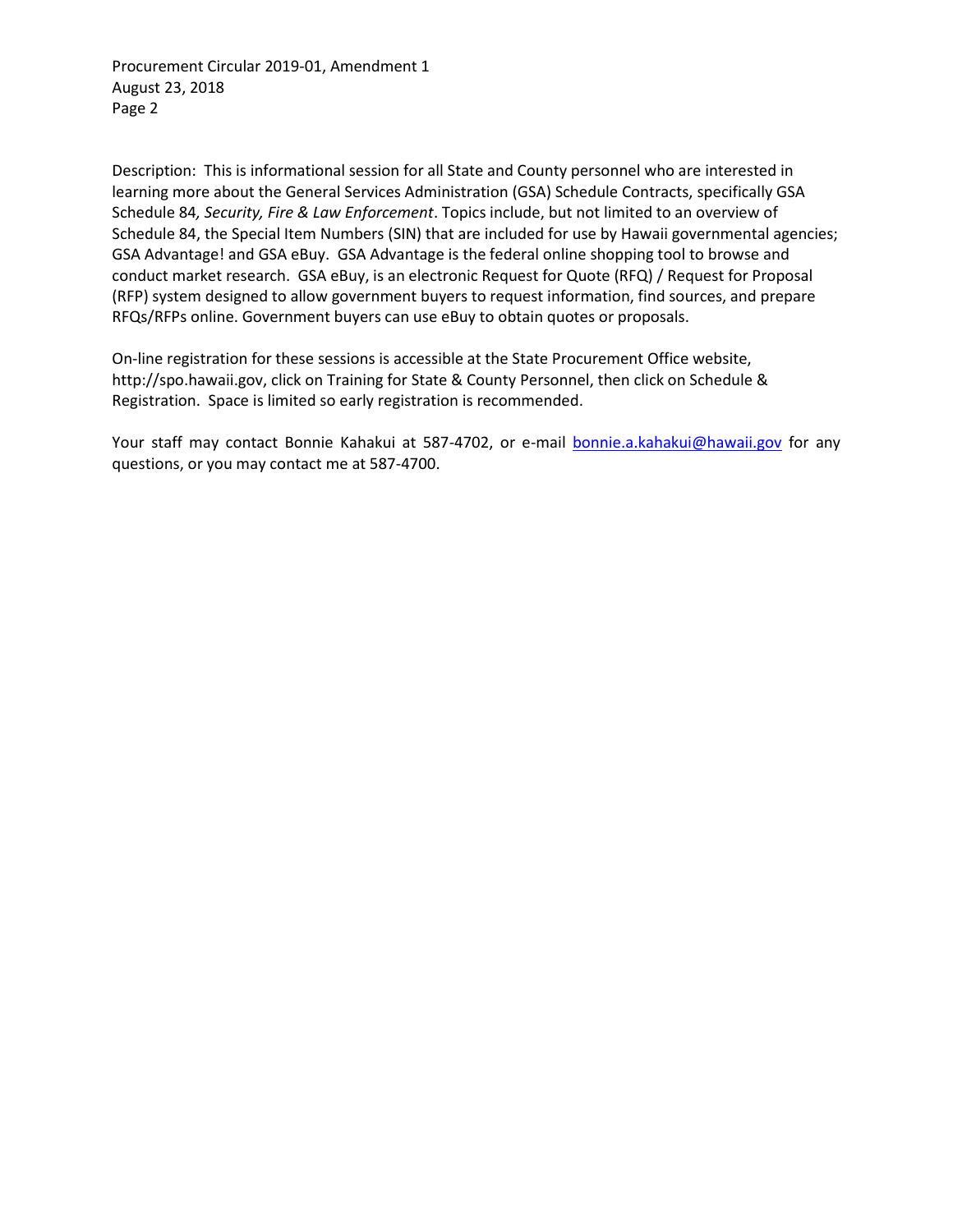Description: This is informational session for all State and County personnel who are interested in learning more about the General Services Administration (GSA) Schedule Contracts, specifically GSA Schedule 84*, Security, Fire & Law Enforcement*. Topics include, but not limited to an overview of Schedule 84, the Special Item Numbers (SIN) that are included for use by Hawaii governmental agencies; GSA Advantage! and GSA eBuy. GSA Advantage is the federal online shopping tool to browse and conduct market research. GSA eBuy, is an electronic Request for Quote (RFQ) / Request for Proposal (RFP) system designed to allow government buyers to request information, find sources, and prepare RFQs/RFPs online. Government buyers can use eBuy to obtain quotes or proposals.

On-line registration for these sessions is accessible at the State Procurement Office website, http://spo.hawaii.gov, click on Training for State & County Personnel, then click on Schedule & Registration. Space is limited so early registration is recommended.

Your staff may contact Bonnie Kahakui at 587-4702, or e-mail bonnie.a.kahakui@hawaii.gov for any questions, or you may contact me at 587-4700.